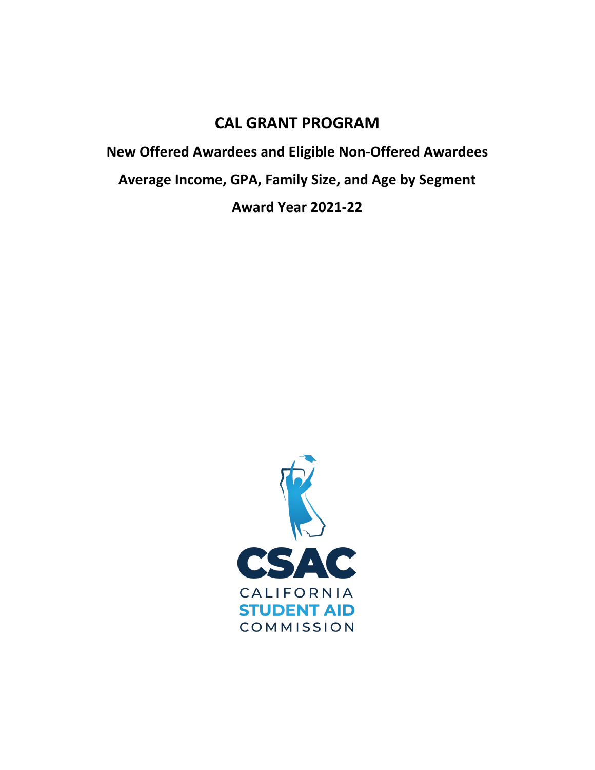# CAL GRANT PROGRAM

## New Offered Awardees and Eligible Non-Offered Awardees

## Average Income, GPA, Family Size, and Age by Segment

## Award Year 2021-22

CSAC

CALIFORNIA
STUDENT AID
COMMISSION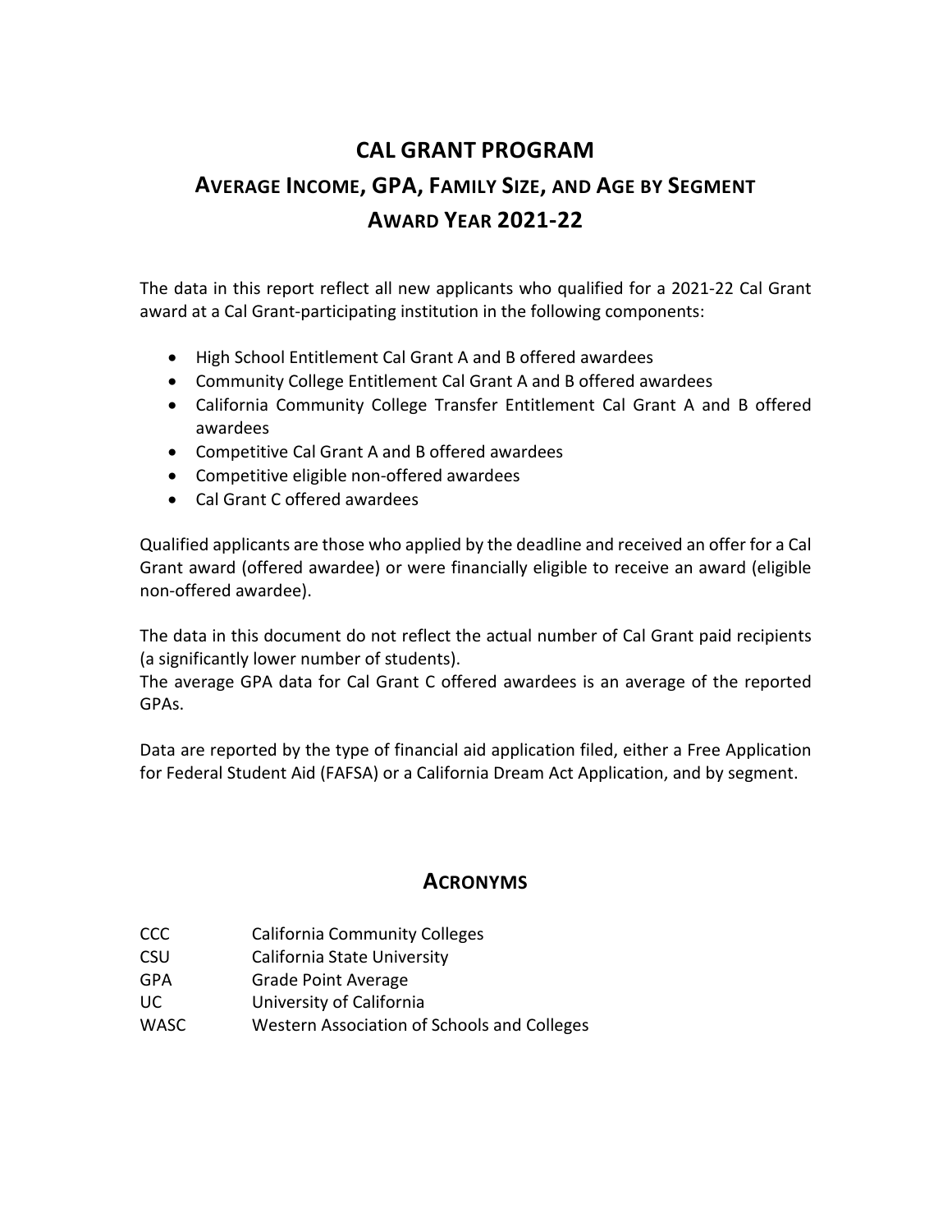# CAL GRANT PROGRAM

## AVERAGE INCOME, GPA, FAMILY SIZE, AND AGE BY SEGMENT

## AWARD YEAR 2021-22

The data in this report reflect all new applicants who qualified for a 2021-22 Cal Grant award at a Cal Grant-participating institution in the following components:

- High School Entitlement Cal Grant A and B offered awardees
- Community College Entitlement Cal Grant A and B offered awardees
- California Community College Transfer Entitlement Cal Grant A and B offered awardees
- Competitive Cal Grant A and B offered awardees
- Competitive eligible non-offered awardees
- Cal Grant C offered awardees

Qualified applicants are those who applied by the deadline and received an offer for a Cal Grant award (offered awardee) or were financially eligible to receive an award (eligible non-offered awardee).

The data in this document do not reflect the actual number of Cal Grant paid recipients (a significantly lower number of students).
The average GPA data for Cal Grant C offered awardees is an average of the reported GPAs.

Data are reported by the type of financial aid application filed, either a Free Application for Federal Student Aid (FAFSA) or a California Dream Act Application, and by segment.

## ACRONYMS

| | |
|---|---|
| CCC | California Community Colleges |
| CSU | California State University |
| GPA | Grade Point Average |
| UC | University of California |
| WASC | Western Association of Schools and Colleges |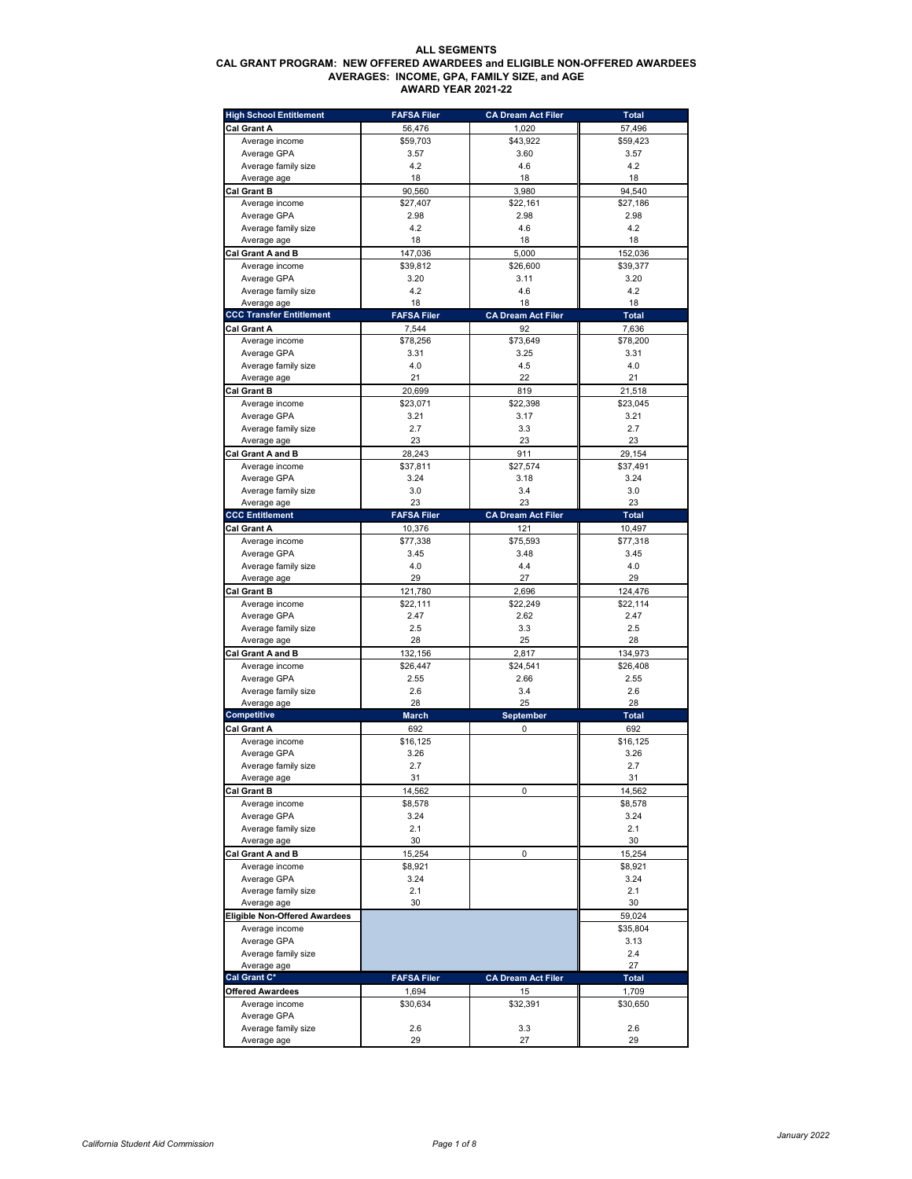# ALL SEGMENTS

## CAL GRANT PROGRAM: NEW OFFERED AWARDEES and ELIGIBLE NON-OFFERED AWARDEES

### AVERAGES: INCOME, GPA, FAMILY SIZE, and AGE

### AWARD YEAR 2021-22

| High School Entitlement | FAFSA Filer | CA Dream Act Filer | Total |
|---|---|---|---|
| **Cal Grant A** | 56,476 | 1,020 | 57,496 |
| Average income | $59,703 | $43,922 | $59,423 |
| Average GPA | 3.57 | 3.60 | 3.57 |
| Average family size | 4.2 | 4.6 | 4.2 |
| Average age | 18 | 18 | 18 |
| **Cal Grant B** | 90,560 | 3,980 | 94,540 |
| Average income | $27,407 | $22,161 | $27,186 |
| Average GPA | 2.98 | 2.98 | 2.98 |
| Average family size | 4.2 | 4.6 | 4.2 |
| Average age | 18 | 18 | 18 |
| **Cal Grant A and B** | 147,036 | 5,000 | 152,036 |
| Average income | $39,812 | $26,600 | $39,377 |
| Average GPA | 3.20 | 3.11 | 3.20 |
| Average family size | 4.2 | 4.6 | 4.2 |
| Average age | 18 | 18 | 18 |
| **CCC Transfer Entitlement** | **FAFSA Filer** | **CA Dream Act Filer** | **Total** |
| **Cal Grant A** | 7,544 | 92 | 7,636 |
| Average income | $78,256 | $73,649 | $78,200 |
| Average GPA | 3.31 | 3.25 | 3.31 |
| Average family size | 4.0 | 4.5 | 4.0 |
| Average age | 21 | 22 | 21 |
| **Cal Grant B** | 20,699 | 819 | 21,518 |
| Average income | $23,071 | $22,398 | $23,045 |
| Average GPA | 3.21 | 3.17 | 3.21 |
| Average family size | 2.7 | 3.3 | 2.7 |
| Average age | 23 | 23 | 23 |
| **Cal Grant A and B** | 28,243 | 911 | 29,154 |
| Average income | $37,811 | $27,574 | $37,491 |
| Average GPA | 3.24 | 3.18 | 3.24 |
| Average family size | 3.0 | 3.4 | 3.0 |
| Average age | 23 | 23 | 23 |
| **CCC Entitlement** | **FAFSA Filer** | **CA Dream Act Filer** | **Total** |
| **Cal Grant A** | 10,376 | 121 | 10,497 |
| Average income | $77,338 | $75,593 | $77,318 |
| Average GPA | 3.45 | 3.48 | 3.45 |
| Average family size | 4.0 | 4.4 | 4.0 |
| Average age | 29 | 27 | 29 |
| **Cal Grant B** | 121,780 | 2,696 | 124,476 |
| Average income | $22,111 | $22,249 | $22,114 |
| Average GPA | 2.47 | 2.62 | 2.47 |
| Average family size | 2.5 | 3.3 | 2.5 |
| Average age | 28 | 25 | 28 |
| **Cal Grant A and B** | 132,156 | 2,817 | 134,973 |
| Average income | $26,447 | $24,541 | $26,408 |
| Average GPA | 2.55 | 2.66 | 2.55 |
| Average family size | 2.6 | 3.4 | 2.6 |
| Average age | 28 | 25 | 28 |
| **Competitive** | **March** | **September** | **Total** |
| **Cal Grant A** | 692 | 0 | 692 |
| Average income | $16,125 | | $16,125 |
| Average GPA | 3.26 | | 3.26 |
| Average family size | 2.7 | | 2.7 |
| Average age | 31 | | 31 |
| **Cal Grant B** | 14,562 | 0 | 14,562 |
| Average income | $8,578 | | $8,578 |
| Average GPA | 3.24 | | 3.24 |
| Average family size | 2.1 | | 2.1 |
| Average age | 30 | | 30 |
| **Cal Grant A and B** | 15,254 | 0 | 15,254 |
| Average income | $8,921 | | $8,921 |
| Average GPA | 3.24 | | 3.24 |
| Average family size | 2.1 | | 2.1 |
| Average age | 30 | | 30 |
| **Eligible Non-Offered Awardees** | | | 59,024 |
| Average income | | | $35,804 |
| Average GPA | | | 3.13 |
| Average family size | | | 2.4 |
| Average age | | | 27 |
| **Cal Grant C*** | **FAFSA Filer** | **CA Dream Act Filer** | **Total** |
| **Offered Awardees** | 1,694 | 15 | 1,709 |
| Average income | $30,634 | $32,391 | $30,650 |
| Average GPA | | | |
| Average family size | 2.6 | 3.3 | 2.6 |
| Average age | 29 | 27 | 29 |

California Student Aid Commission

January 2022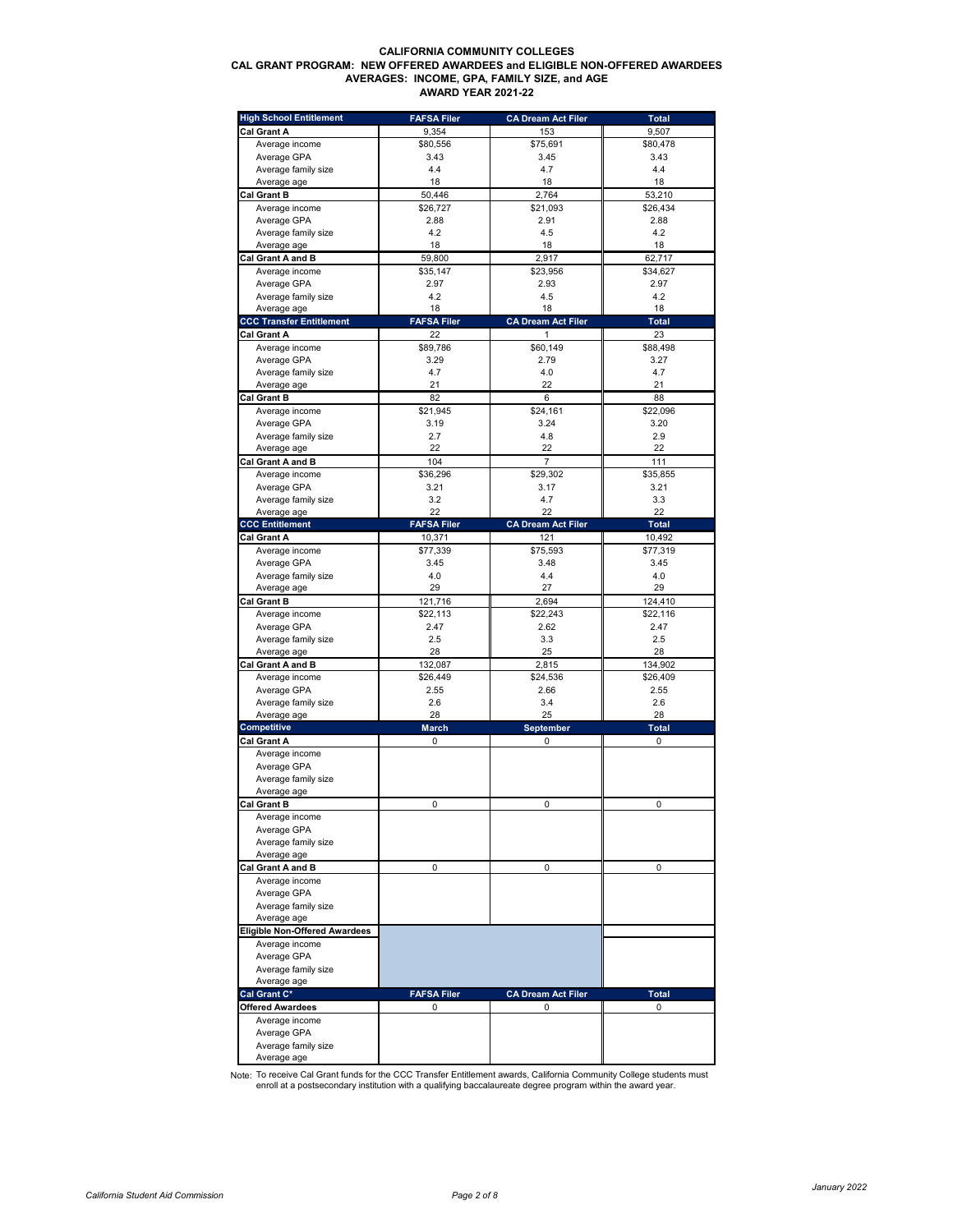**CALIFORNIA COMMUNITY COLLEGES**
**CAL GRANT PROGRAM: NEW OFFERED AWARDEES and ELIGIBLE NON-OFFERED AWARDEES**
**AVERAGES: INCOME, GPA, FAMILY SIZE, and AGE**
**AWARD YEAR 2021-22**

| High School Entitlement | FAFSA Filer | CA Dream Act Filer | Total |
|---|---|---|---|
| **Cal Grant A** | 9,354 | 153 | 9,507 |
| Average income | $80,556 | $75,691 | $80,478 |
| Average GPA | 3.43 | 3.45 | 3.43 |
| Average family size | 4.4 | 4.7 | 4.4 |
| Average age | 18 | 18 | 18 |
| **Cal Grant B** | 50,446 | 2,764 | 53,210 |
| Average income | $26,727 | $21,093 | $26,434 |
| Average GPA | 2.88 | 2.91 | 2.88 |
| Average family size | 4.2 | 4.5 | 4.2 |
| Average age | 18 | 18 | 18 |
| **Cal Grant A and B** | 59,800 | 2,917 | 62,717 |
| Average income | $35,147 | $23,956 | $34,627 |
| Average GPA | 2.97 | 2.93 | 2.97 |
| Average family size | 4.2 | 4.5 | 4.2 |
| Average age | 18 | 18 | 18 |
| **CCC Transfer Entitlement** | **FAFSA Filer** | **CA Dream Act Filer** | **Total** |
| **Cal Grant A** | 22 | 1 | 23 |
| Average income | $89,786 | $60,149 | $88,498 |
| Average GPA | 3.29 | 2.79 | 3.27 |
| Average family size | 4.7 | 4.0 | 4.7 |
| Average age | 21 | 22 | 21 |
| **Cal Grant B** | 82 | 6 | 88 |
| Average income | $21,945 | $24,161 | $22,096 |
| Average GPA | 3.19 | 3.24 | 3.20 |
| Average family size | 2.7 | 4.8 | 2.9 |
| Average age | 22 | 22 | 22 |
| **Cal Grant A and B** | 104 | 7 | 111 |
| Average income | $36,296 | $29,302 | $35,855 |
| Average GPA | 3.21 | 3.17 | 3.21 |
| Average family size | 3.2 | 4.7 | 3.3 |
| Average age | 22 | 22 | 22 |
| **CCC Entitlement** | **FAFSA Filer** | **CA Dream Act Filer** | **Total** |
| **Cal Grant A** | 10,371 | 121 | 10,492 |
| Average income | $77,339 | $75,593 | $77,319 |
| Average GPA | 3.45 | 3.48 | 3.45 |
| Average family size | 4.0 | 4.4 | 4.0 |
| Average age | 29 | 27 | 29 |
| **Cal Grant B** | 121,716 | 2,694 | 124,410 |
| Average income | $22,113 | $22,243 | $22,116 |
| Average GPA | 2.47 | 2.62 | 2.47 |
| Average family size | 2.5 | 3.3 | 2.5 |
| Average age | 28 | 25 | 28 |
| **Cal Grant A and B** | 132,087 | 2,815 | 134,902 |
| Average income | $26,449 | $24,536 | $26,409 |
| Average GPA | 2.55 | 2.66 | 2.55 |
| Average family size | 2.6 | 3.4 | 2.6 |
| Average age | 28 | 25 | 28 |
| **Competitive** | **March** | **September** | **Total** |
| **Cal Grant A** | 0 | 0 | 0 |
| Average income | | | |
| Average GPA | | | |
| Average family size | | | |
| Average age | | | |
| **Cal Grant B** | 0 | 0 | 0 |
| Average income | | | |
| Average GPA | | | |
| Average family size | | | |
| Average age | | | |
| **Cal Grant A and B** | 0 | 0 | 0 |
| Average income | | | |
| Average GPA | | | |
| Average family size | | | |
| Average age | | | |
| **Eligible Non-Offered Awardees** | | | |
| Average income | | | |
| Average GPA | | | |
| Average family size | | | |
| Average age | | | |
| **Cal Grant C*** | **FAFSA Filer** | **CA Dream Act Filer** | **Total** |
| **Offered Awardees** | 0 | 0 | 0 |
| Average income | | | |
| Average GPA | | | |
| Average family size | | | |
| Average age | | | |

Note: To receive Cal Grant funds for the CCC Transfer Entitlement awards, California Community College students must enroll at a postsecondary institution with a qualifying baccalaureate degree program within the award year.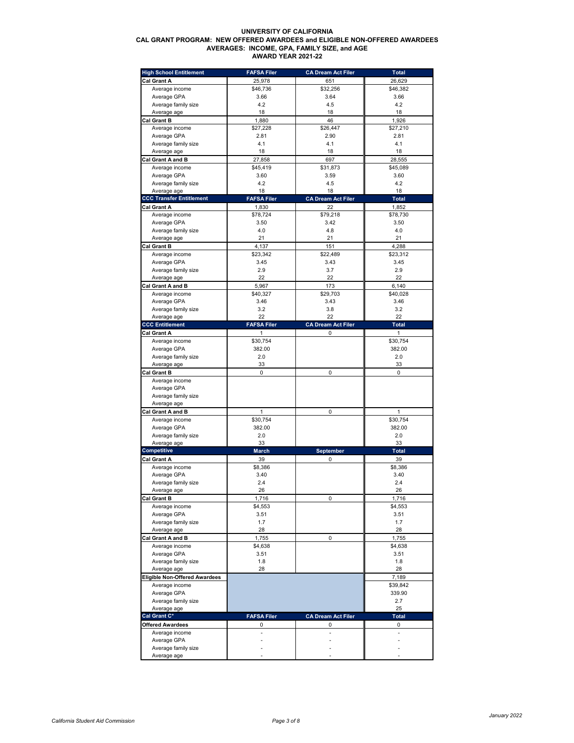**UNIVERSITY OF CALIFORNIA**
**CAL GRANT PROGRAM: NEW OFFERED AWARDEES and ELIGIBLE NON-OFFERED AWARDEES**
**AVERAGES: INCOME, GPA, FAMILY SIZE, and AGE**
**AWARD YEAR 2021-22**

| High School Entitlement | FAFSA Filer | CA Dream Act Filer | Total |
|---|---|---|---|
| **Cal Grant A** | 25,978 | 651 | 26,629 |
| Average income | $46,736 | $32,256 | $46,382 |
| Average GPA | 3.66 | 3.64 | 3.66 |
| Average family size | 4.2 | 4.5 | 4.2 |
| Average age | 18 | 18 | 18 |
| **Cal Grant B** | 1,880 | 46 | 1,926 |
| Average income | $27,228 | $26,447 | $27,210 |
| Average GPA | 2.81 | 2.90 | 2.81 |
| Average family size | 4.1 | 4.1 | 4.1 |
| Average age | 18 | 18 | 18 |
| **Cal Grant A and B** | 27,858 | 697 | 28,555 |
| Average income | $45,419 | $31,873 | $45,089 |
| Average GPA | 3.60 | 3.59 | 3.60 |
| Average family size | 4.2 | 4.5 | 4.2 |
| Average age | 18 | 18 | 18 |
| **CCC Transfer Entitlement** | **FAFSA Filer** | **CA Dream Act Filer** | **Total** |
| **Cal Grant A** | 1,830 | 22 | 1,852 |
| Average income | $78,724 | $79,218 | $78,730 |
| Average GPA | 3.50 | 3.42 | 3.50 |
| Average family size | 4.0 | 4.8 | 4.0 |
| Average age | 21 | 21 | 21 |
| **Cal Grant B** | 4,137 | 151 | 4,288 |
| Average income | $23,342 | $22,489 | $23,312 |
| Average GPA | 3.45 | 3.43 | 3.45 |
| Average family size | 2.9 | 3.7 | 2.9 |
| Average age | 22 | 22 | 22 |
| **Cal Grant A and B** | 5,967 | 173 | 6,140 |
| Average income | $40,327 | $29,703 | $40,028 |
| Average GPA | 3.46 | 3.43 | 3.46 |
| Average family size | 3.2 | 3.8 | 3.2 |
| Average age | 22 | 22 | 22 |
| **CCC Entitlement** | **FAFSA Filer** | **CA Dream Act Filer** | **Total** |
| **Cal Grant A** | 1 | 0 | 1 |
| Average income | $30,754 | | $30,754 |
| Average GPA | 382.00 | | 382.00 |
| Average family size | 2.0 | | 2.0 |
| Average age | 33 | | 33 |
| **Cal Grant B** | 0 | 0 | 0 |
| Average income | | | |
| Average GPA | | | |
| Average family size | | | |
| Average age | | | |
| **Cal Grant A and B** | 1 | 0 | 1 |
| Average income | $30,754 | | $30,754 |
| Average GPA | 382.00 | | 382.00 |
| Average family size | 2.0 | | 2.0 |
| Average age | 33 | | 33 |
| **Competitive** | **March** | **September** | **Total** |
| **Cal Grant A** | 39 | 0 | 39 |
| Average income | $8,386 | | $8,386 |
| Average GPA | 3.40 | | 3.40 |
| Average family size | 2.4 | | 2.4 |
| Average age | 26 | | 26 |
| **Cal Grant B** | 1,716 | 0 | 1,716 |
| Average income | $4,553 | | $4,553 |
| Average GPA | 3.51 | | 3.51 |
| Average family size | 1.7 | | 1.7 |
| Average age | 28 | | 28 |
| **Cal Grant A and B** | 1,755 | 0 | 1,755 |
| Average income | $4,638 | | $4,638 |
| Average GPA | 3.51 | | 3.51 |
| Average family size | 1.8 | | 1.8 |
| Average age | 28 | | 28 |
| **Eligible Non-Offered Awardees** | | | 7,189 |
| Average income | | | $39,842 |
| Average GPA | | | 339.90 |
| Average family size | | | 2.7 |
| Average age | | | 25 |
| **Cal Grant C*** | **FAFSA Filer** | **CA Dream Act Filer** | **Total** |
| **Offered Awardees** | 0 | 0 | 0 |
| Average income | - | - | - |
| Average GPA | - | - | - |
| Average family size | - | - | - |
| Average age | - | - | - |

California Student Aid Commission

January 2022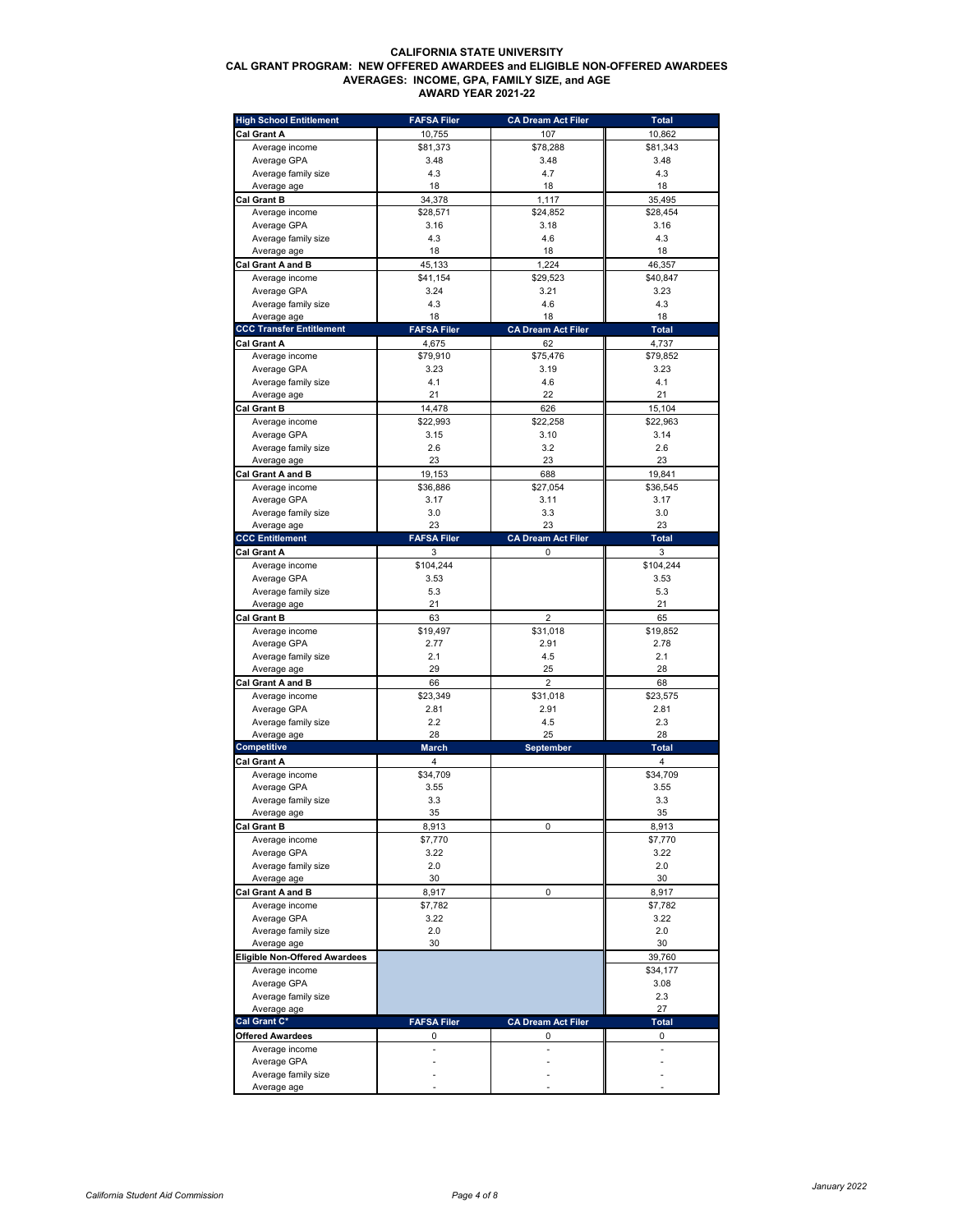**CALIFORNIA STATE UNIVERSITY**
**CAL GRANT PROGRAM: NEW OFFERED AWARDEES and ELIGIBLE NON-OFFERED AWARDEES**
**AVERAGES: INCOME, GPA, FAMILY SIZE, and AGE**
**AWARD YEAR 2021-22**

| High School Entitlement | FAFSA Filer | CA Dream Act Filer | Total |
|---|---|---|---|
| **Cal Grant A** | 10,755 | 107 | 10,862 |
| Average income | $81,373 | $78,288 | $81,343 |
| Average GPA | 3.48 | 3.48 | 3.48 |
| Average family size | 4.3 | 4.7 | 4.3 |
| Average age | 18 | 18 | 18 |
| **Cal Grant B** | 34,378 | 1,117 | 35,495 |
| Average income | $28,571 | $24,852 | $28,454 |
| Average GPA | 3.16 | 3.18 | 3.16 |
| Average family size | 4.3 | 4.6 | 4.3 |
| Average age | 18 | 18 | 18 |
| **Cal Grant A and B** | 45,133 | 1,224 | 46,357 |
| Average income | $41,154 | $29,523 | $40,847 |
| Average GPA | 3.24 | 3.21 | 3.23 |
| Average family size | 4.3 | 4.6 | 4.3 |
| Average age | 18 | 18 | 18 |
| **CCC Transfer Entitlement** | **FAFSA Filer** | **CA Dream Act Filer** | **Total** |
| **Cal Grant A** | 4,675 | 62 | 4,737 |
| Average income | $79,910 | $75,476 | $79,852 |
| Average GPA | 3.23 | 3.19 | 3.23 |
| Average family size | 4.1 | 4.6 | 4.1 |
| Average age | 21 | 22 | 21 |
| **Cal Grant B** | 14,478 | 626 | 15,104 |
| Average income | $22,993 | $22,258 | $22,963 |
| Average GPA | 3.15 | 3.10 | 3.14 |
| Average family size | 2.6 | 3.2 | 2.6 |
| Average age | 23 | 23 | 23 |
| **Cal Grant A and B** | 19,153 | 688 | 19,841 |
| Average income | $36,886 | $27,054 | $36,545 |
| Average GPA | 3.17 | 3.11 | 3.17 |
| Average family size | 3.0 | 3.3 | 3.0 |
| Average age | 23 | 23 | 23 |
| **CCC Entitlement** | **FAFSA Filer** | **CA Dream Act Filer** | **Total** |
| **Cal Grant A** | 3 | 0 | 3 |
| Average income | $104,244 | | $104,244 |
| Average GPA | 3.53 | | 3.53 |
| Average family size | 5.3 | | 5.3 |
| Average age | 21 | | 21 |
| **Cal Grant B** | 63 | 2 | 65 |
| Average income | $19,497 | $31,018 | $19,852 |
| Average GPA | 2.77 | 2.91 | 2.78 |
| Average family size | 2.1 | 4.5 | 2.1 |
| Average age | 29 | 25 | 28 |
| **Cal Grant A and B** | 66 | 2 | 68 |
| Average income | $23,349 | $31,018 | $23,575 |
| Average GPA | 2.81 | 2.91 | 2.81 |
| Average family size | 2.2 | 4.5 | 2.3 |
| Average age | 28 | 25 | 28 |
| **Competitive** | **March** | **September** | **Total** |
| **Cal Grant A** | 4 | | 4 |
| Average income | $34,709 | | $34,709 |
| Average GPA | 3.55 | | 3.55 |
| Average family size | 3.3 | | 3.3 |
| Average age | 35 | | 35 |
| **Cal Grant B** | 8,913 | 0 | 8,913 |
| Average income | $7,770 | | $7,770 |
| Average GPA | 3.22 | | 3.22 |
| Average family size | 2.0 | | 2.0 |
| Average age | 30 | | 30 |
| **Cal Grant A and B** | 8,917 | 0 | 8,917 |
| Average income | $7,782 | | $7,782 |
| Average GPA | 3.22 | | 3.22 |
| Average family size | 2.0 | | 2.0 |
| Average age | 30 | | 30 |
| **Eligible Non-Offered Awardees** | | | 39,760 |
| Average income | | | $34,177 |
| Average GPA | | | 3.08 |
| Average family size | | | 2.3 |
| Average age | | | 27 |
| **Cal Grant C*** | **FAFSA Filer** | **CA Dream Act Filer** | **Total** |
| **Offered Awardees** | 0 | 0 | 0 |
| Average income | - | - | - |
| Average GPA | - | - | - |
| Average family size | - | - | - |
| Average age | - | - | - |

*California Student Aid Commission*

*January 2022*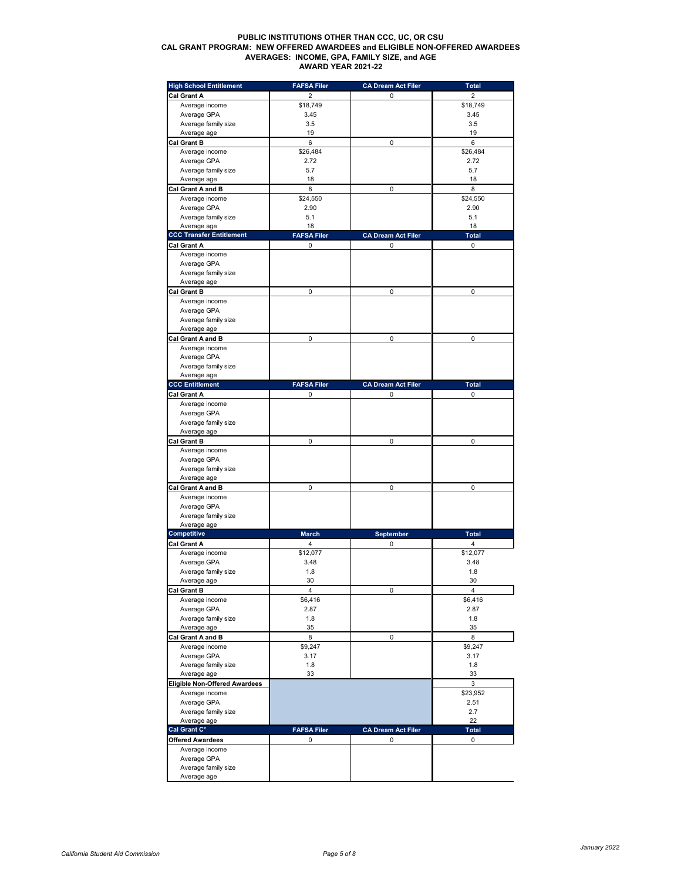**PUBLIC INSTITUTIONS OTHER THAN CCC, UC, OR CSU**
**CAL GRANT PROGRAM: NEW OFFERED AWARDEES and ELIGIBLE NON-OFFERED AWARDEES**
**AVERAGES: INCOME, GPA, FAMILY SIZE, and AGE**
**AWARD YEAR 2021-22**

| High School Entitlement | FAFSA Filer | CA Dream Act Filer | Total |
|---|---|---|---|
| **Cal Grant A** | 2 | 0 | 2 |
| Average income | $18,749 | | $18,749 |
| Average GPA | 3.45 | | 3.45 |
| Average family size | 3.5 | | 3.5 |
| Average age | 19 | | 19 |
| **Cal Grant B** | 6 | 0 | 6 |
| Average income | $26,484 | | $26,484 |
| Average GPA | 2.72 | | 2.72 |
| Average family size | 5.7 | | 5.7 |
| Average age | 18 | | 18 |
| **Cal Grant A and B** | 8 | 0 | 8 |
| Average income | $24,550 | | $24,550 |
| Average GPA | 2.90 | | 2.90 |
| Average family size | 5.1 | | 5.1 |
| Average age | 18 | | 18 |
| **CCC Transfer Entitlement** | **FAFSA Filer** | **CA Dream Act Filer** | **Total** |
| **Cal Grant A** | 0 | 0 | 0 |
| Average income | | | |
| Average GPA | | | |
| Average family size | | | |
| Average age | | | |
| **Cal Grant B** | 0 | 0 | 0 |
| Average income | | | |
| Average GPA | | | |
| Average family size | | | |
| Average age | | | |
| **Cal Grant A and B** | 0 | 0 | 0 |
| Average income | | | |
| Average GPA | | | |
| Average family size | | | |
| Average age | | | |
| **CCC Entitlement** | **FAFSA Filer** | **CA Dream Act Filer** | **Total** |
| **Cal Grant A** | 0 | 0 | 0 |
| Average income | | | |
| Average GPA | | | |
| Average family size | | | |
| Average age | | | |
| **Cal Grant B** | 0 | 0 | 0 |
| Average income | | | |
| Average GPA | | | |
| Average family size | | | |
| Average age | | | |
| **Cal Grant A and B** | 0 | 0 | 0 |
| Average income | | | |
| Average GPA | | | |
| Average family size | | | |
| Average age | | | |
| **Competitive** | **March** | **September** | **Total** |
| **Cal Grant A** | 4 | 0 | 4 |
| Average income | $12,077 | | $12,077 |
| Average GPA | 3.48 | | 3.48 |
| Average family size | 1.8 | | 1.8 |
| Average age | 30 | | 30 |
| **Cal Grant B** | 4 | 0 | 4 |
| Average income | $6,416 | | $6,416 |
| Average GPA | 2.87 | | 2.87 |
| Average family size | 1.8 | | 1.8 |
| Average age | 35 | | 35 |
| **Cal Grant A and B** | 8 | 0 | 8 |
| Average income | $9,247 | | $9,247 |
| Average GPA | 3.17 | | 3.17 |
| Average family size | 1.8 | | 1.8 |
| Average age | 33 | | 33 |
| **Eligible Non-Offered Awardees** | | | 3 |
| Average income | | | $23,952 |
| Average GPA | | | 2.51 |
| Average family size | | | 2.7 |
| Average age | | | 22 |
| **Cal Grant C*** | **FAFSA Filer** | **CA Dream Act Filer** | **Total** |
| **Offered Awardees** | 0 | 0 | 0 |
| Average income | | | |
| Average GPA | | | |
| Average family size | | | |
| Average age | | | |

*California Student Aid Commission*

*January 2022*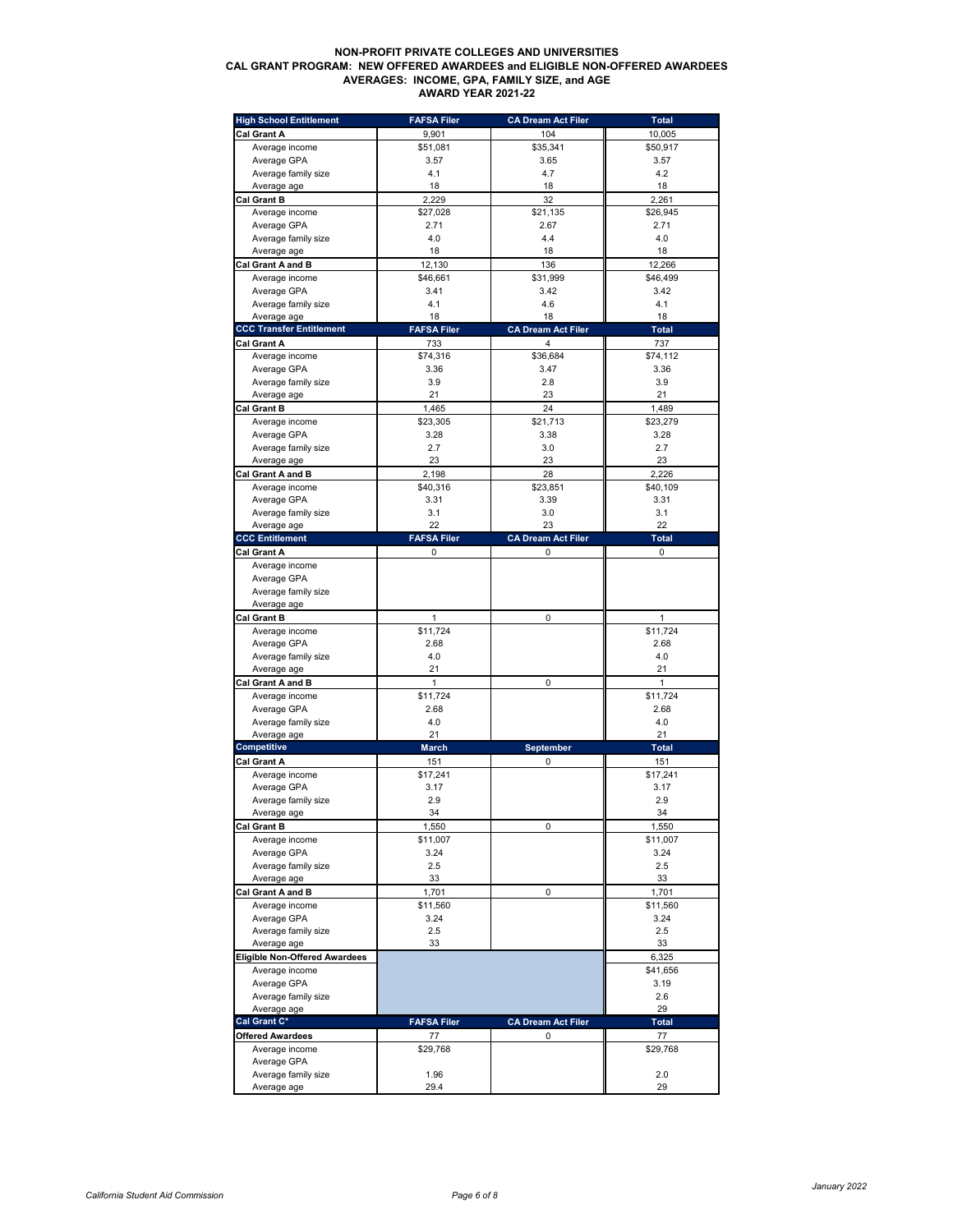**NON-PROFIT PRIVATE COLLEGES AND UNIVERSITIES**
**CAL GRANT PROGRAM: NEW OFFERED AWARDEES and ELIGIBLE NON-OFFERED AWARDEES**
**AVERAGES: INCOME, GPA, FAMILY SIZE, and AGE**
**AWARD YEAR 2021-22**

| High School Entitlement | FAFSA Filer | CA Dream Act Filer | Total |
|---|---|---|---|
| **Cal Grant A** | 9,901 | 104 | 10,005 |
| Average income | $51,081 | $35,341 | $50,917 |
| Average GPA | 3.57 | 3.65 | 3.57 |
| Average family size | 4.1 | 4.7 | 4.2 |
| Average age | 18 | 18 | 18 |
| **Cal Grant B** | 2,229 | 32 | 2,261 |
| Average income | $27,028 | $21,135 | $26,945 |
| Average GPA | 2.71 | 2.67 | 2.71 |
| Average family size | 4.0 | 4.4 | 4.0 |
| Average age | 18 | 18 | 18 |
| **Cal Grant A and B** | 12,130 | 136 | 12,266 |
| Average income | $46,661 | $31,999 | $46,499 |
| Average GPA | 3.41 | 3.42 | 3.42 |
| Average family size | 4.1 | 4.6 | 4.1 |
| Average age | 18 | 18 | 18 |
| **CCC Transfer Entitlement** | **FAFSA Filer** | **CA Dream Act Filer** | **Total** |
| **Cal Grant A** | 733 | 4 | 737 |
| Average income | $74,316 | $36,684 | $74,112 |
| Average GPA | 3.36 | 3.47 | 3.36 |
| Average family size | 3.9 | 2.8 | 3.9 |
| Average age | 21 | 23 | 21 |
| **Cal Grant B** | 1,465 | 24 | 1,489 |
| Average income | $23,305 | $21,713 | $23,279 |
| Average GPA | 3.28 | 3.38 | 3.28 |
| Average family size | 2.7 | 3.0 | 2.7 |
| Average age | 23 | 23 | 23 |
| **Cal Grant A and B** | 2,198 | 28 | 2,226 |
| Average income | $40,316 | $23,851 | $40,109 |
| Average GPA | 3.31 | 3.39 | 3.31 |
| Average family size | 3.1 | 3.0 | 3.1 |
| Average age | 22 | 23 | 22 |
| **CCC Entitlement** | **FAFSA Filer** | **CA Dream Act Filer** | **Total** |
| **Cal Grant A** | 0 | 0 | 0 |
| Average income | | | |
| Average GPA | | | |
| Average family size | | | |
| Average age | | | |
| **Cal Grant B** | 1 | 0 | 1 |
| Average income | $11,724 | | $11,724 |
| Average GPA | 2.68 | | 2.68 |
| Average family size | 4.0 | | 4.0 |
| Average age | 21 | | 21 |
| **Cal Grant A and B** | 1 | 0 | 1 |
| Average income | $11,724 | | $11,724 |
| Average GPA | 2.68 | | 2.68 |
| Average family size | 4.0 | | 4.0 |
| Average age | 21 | | 21 |
| **Competitive** | **March** | **September** | **Total** |
| **Cal Grant A** | 151 | 0 | 151 |
| Average income | $17,241 | | $17,241 |
| Average GPA | 3.17 | | 3.17 |
| Average family size | 2.9 | | 2.9 |
| Average age | 34 | | 34 |
| **Cal Grant B** | 1,550 | 0 | 1,550 |
| Average income | $11,007 | | $11,007 |
| Average GPA | 3.24 | | 3.24 |
| Average family size | 2.5 | | 2.5 |
| Average age | 33 | | 33 |
| **Cal Grant A and B** | 1,701 | 0 | 1,701 |
| Average income | $11,560 | | $11,560 |
| Average GPA | 3.24 | | 3.24 |
| Average family size | 2.5 | | 2.5 |
| Average age | 33 | | 33 |
| **Eligible Non-Offered Awardees** | | | 6,325 |
| Average income | | | $41,656 |
| Average GPA | | | 3.19 |
| Average family size | | | 2.6 |
| Average age | | | 29 |
| **Cal Grant C*** | **FAFSA Filer** | **CA Dream Act Filer** | **Total** |
| **Offered Awardees** | 77 | 0 | 77 |
| Average income | $29,768 | | $29,768 |
| Average GPA | | | |
| Average family size | 1.96 | | 2.0 |
| Average age | 29.4 | | 29 |

*California Student Aid Commission*

*January 2022*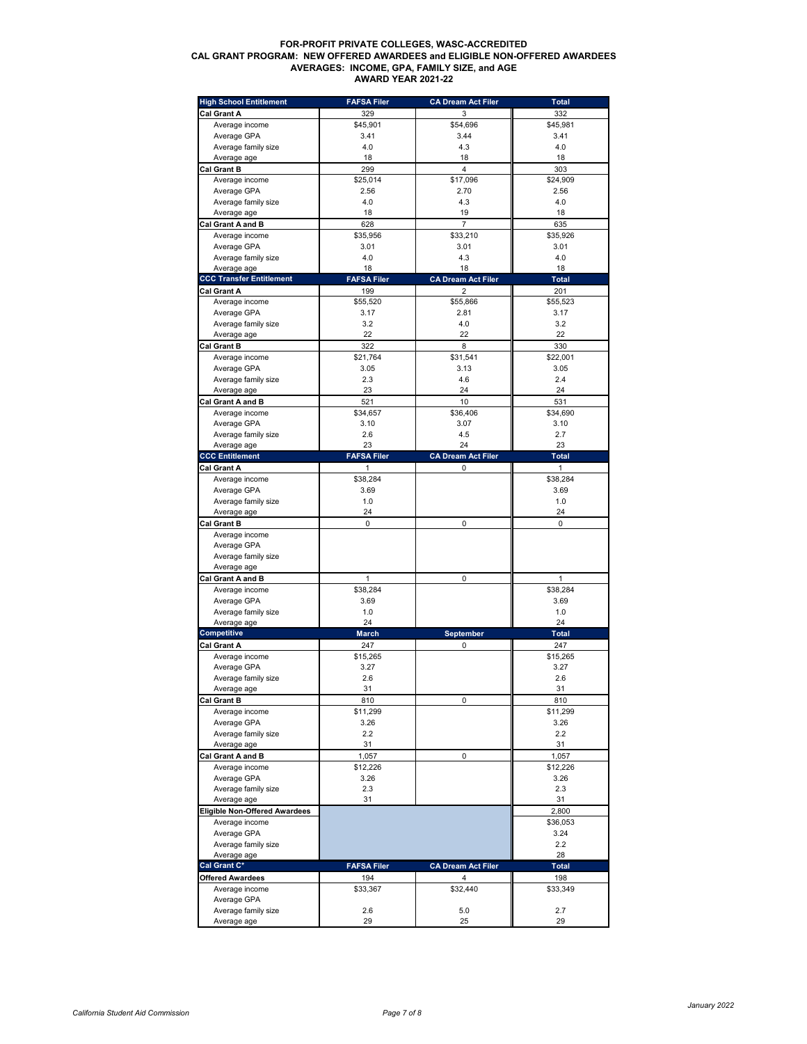**FOR-PROFIT PRIVATE COLLEGES, WASC-ACCREDITED**
**CAL GRANT PROGRAM: NEW OFFERED AWARDEES and ELIGIBLE NON-OFFERED AWARDEES**
**AVERAGES: INCOME, GPA, FAMILY SIZE, and AGE**
**AWARD YEAR 2021-22**

| High School Entitlement | FAFSA Filer | CA Dream Act Filer | Total |
|---|---|---|---|
| **Cal Grant A** | 329 | 3 | 332 |
| Average income | $45,901 | $54,696 | $45,981 |
| Average GPA | 3.41 | 3.44 | 3.41 |
| Average family size | 4.0 | 4.3 | 4.0 |
| Average age | 18 | 18 | 18 |
| **Cal Grant B** | 299 | 4 | 303 |
| Average income | $25,014 | $17,096 | $24,909 |
| Average GPA | 2.56 | 2.70 | 2.56 |
| Average family size | 4.0 | 4.3 | 4.0 |
| Average age | 18 | 19 | 18 |
| **Cal Grant A and B** | 628 | 7 | 635 |
| Average income | $35,956 | $33,210 | $35,926 |
| Average GPA | 3.01 | 3.01 | 3.01 |
| Average family size | 4.0 | 4.3 | 4.0 |
| Average age | 18 | 18 | 18 |
| **CCC Transfer Entitlement** | **FAFSA Filer** | **CA Dream Act Filer** | **Total** |
| **Cal Grant A** | 199 | 2 | 201 |
| Average income | $55,520 | $55,866 | $55,523 |
| Average GPA | 3.17 | 2.81 | 3.17 |
| Average family size | 3.2 | 4.0 | 3.2 |
| Average age | 22 | 22 | 22 |
| **Cal Grant B** | 322 | 8 | 330 |
| Average income | $21,764 | $31,541 | $22,001 |
| Average GPA | 3.05 | 3.13 | 3.05 |
| Average family size | 2.3 | 4.6 | 2.4 |
| Average age | 23 | 24 | 24 |
| **Cal Grant A and B** | 521 | 10 | 531 |
| Average income | $34,657 | $36,406 | $34,690 |
| Average GPA | 3.10 | 3.07 | 3.10 |
| Average family size | 2.6 | 4.5 | 2.7 |
| Average age | 23 | 24 | 23 |
| **CCC Entitlement** | **FAFSA Filer** | **CA Dream Act Filer** | **Total** |
| **Cal Grant A** | 1 | 0 | 1 |
| Average income | $38,284 | | $38,284 |
| Average GPA | 3.69 | | 3.69 |
| Average family size | 1.0 | | 1.0 |
| Average age | 24 | | 24 |
| **Cal Grant B** | 0 | 0 | 0 |
| Average income | | | |
| Average GPA | | | |
| Average family size | | | |
| Average age | | | |
| **Cal Grant A and B** | 1 | 0 | 1 |
| Average income | $38,284 | | $38,284 |
| Average GPA | 3.69 | | 3.69 |
| Average family size | 1.0 | | 1.0 |
| Average age | 24 | | 24 |
| **Competitive** | **March** | **September** | **Total** |
| **Cal Grant A** | 247 | 0 | 247 |
| Average income | $15,265 | | $15,265 |
| Average GPA | 3.27 | | 3.27 |
| Average family size | 2.6 | | 2.6 |
| Average age | 31 | | 31 |
| **Cal Grant B** | 810 | 0 | 810 |
| Average income | $11,299 | | $11,299 |
| Average GPA | 3.26 | | 3.26 |
| Average family size | 2.2 | | 2.2 |
| Average age | 31 | | 31 |
| **Cal Grant A and B** | 1,057 | 0 | 1,057 |
| Average income | $12,226 | | $12,226 |
| Average GPA | 3.26 | | 3.26 |
| Average family size | 2.3 | | 2.3 |
| Average age | 31 | | 31 |
| **Eligible Non-Offered Awardees** | | | 2,800 |
| Average income | | | $36,053 |
| Average GPA | | | 3.24 |
| Average family size | | | 2.2 |
| Average age | | | 28 |
| **Cal Grant C*** | **FAFSA Filer** | **CA Dream Act Filer** | **Total** |
| **Offered Awardees** | 194 | 4 | 198 |
| Average income | $33,367 | $32,440 | $33,349 |
| Average GPA | | | |
| Average family size | 2.6 | 5.0 | 2.7 |
| Average age | 29 | 25 | 29 |

*California Student Aid Commission* — *January 2022*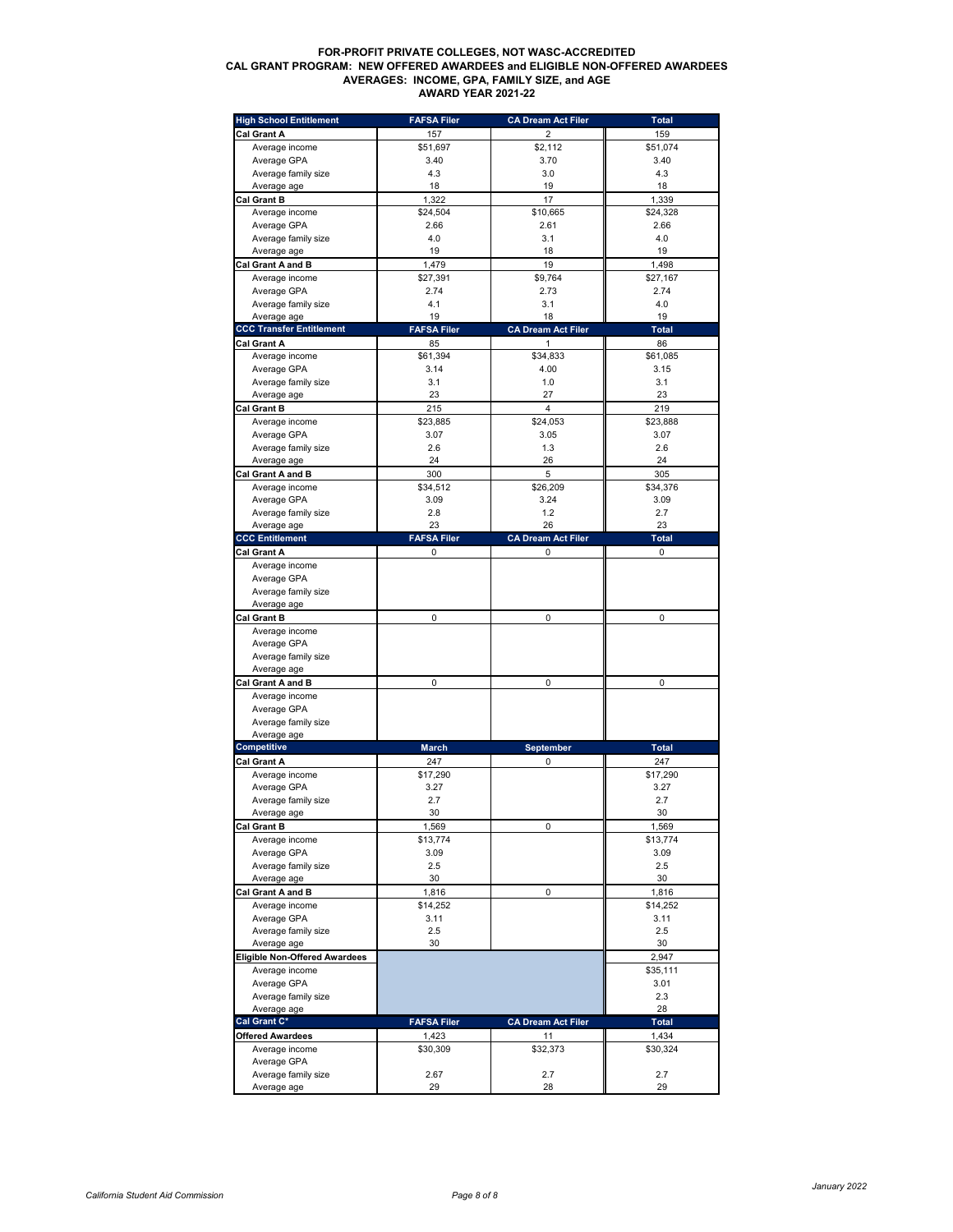**FOR-PROFIT PRIVATE COLLEGES, NOT WASC-ACCREDITED**
**CAL GRANT PROGRAM: NEW OFFERED AWARDEES and ELIGIBLE NON-OFFERED AWARDEES**
**AVERAGES: INCOME, GPA, FAMILY SIZE, and AGE**
**AWARD YEAR 2021-22**

| High School Entitlement | FAFSA Filer | CA Dream Act Filer | Total |
|---|---|---|---|
| **Cal Grant A** | 157 | 2 | 159 |
| Average income | $51,697 | $2,112 | $51,074 |
| Average GPA | 3.40 | 3.70 | 3.40 |
| Average family size | 4.3 | 3.0 | 4.3 |
| Average age | 18 | 19 | 18 |
| **Cal Grant B** | 1,322 | 17 | 1,339 |
| Average income | $24,504 | $10,665 | $24,328 |
| Average GPA | 2.66 | 2.61 | 2.66 |
| Average family size | 4.0 | 3.1 | 4.0 |
| Average age | 19 | 18 | 19 |
| **Cal Grant A and B** | 1,479 | 19 | 1,498 |
| Average income | $27,391 | $9,764 | $27,167 |
| Average GPA | 2.74 | 2.73 | 2.74 |
| Average family size | 4.1 | 3.1 | 4.0 |
| Average age | 19 | 18 | 19 |
| **CCC Transfer Entitlement** | **FAFSA Filer** | **CA Dream Act Filer** | **Total** |
| **Cal Grant A** | 85 | 1 | 86 |
| Average income | $61,394 | $34,833 | $61,085 |
| Average GPA | 3.14 | 4.00 | 3.15 |
| Average family size | 3.1 | 1.0 | 3.1 |
| Average age | 23 | 27 | 23 |
| **Cal Grant B** | 215 | 4 | 219 |
| Average income | $23,885 | $24,053 | $23,888 |
| Average GPA | 3.07 | 3.05 | 3.07 |
| Average family size | 2.6 | 1.3 | 2.6 |
| Average age | 24 | 26 | 24 |
| **Cal Grant A and B** | 300 | 5 | 305 |
| Average income | $34,512 | $26,209 | $34,376 |
| Average GPA | 3.09 | 3.24 | 3.09 |
| Average family size | 2.8 | 1.2 | 2.7 |
| Average age | 23 | 26 | 23 |
| **CCC Entitlement** | **FAFSA Filer** | **CA Dream Act Filer** | **Total** |
| **Cal Grant A** | 0 | 0 | 0 |
| Average income | | | |
| Average GPA | | | |
| Average family size | | | |
| Average age | | | |
| **Cal Grant B** | 0 | 0 | 0 |
| Average income | | | |
| Average GPA | | | |
| Average family size | | | |
| Average age | | | |
| **Cal Grant A and B** | 0 | 0 | 0 |
| Average income | | | |
| Average GPA | | | |
| Average family size | | | |
| Average age | | | |
| **Competitive** | **March** | **September** | **Total** |
| **Cal Grant A** | 247 | 0 | 247 |
| Average income | $17,290 | | $17,290 |
| Average GPA | 3.27 | | 3.27 |
| Average family size | 2.7 | | 2.7 |
| Average age | 30 | | 30 |
| **Cal Grant B** | 1,569 | 0 | 1,569 |
| Average income | $13,774 | | $13,774 |
| Average GPA | 3.09 | | 3.09 |
| Average family size | 2.5 | | 2.5 |
| Average age | 30 | | 30 |
| **Cal Grant A and B** | 1,816 | 0 | 1,816 |
| Average income | $14,252 | | $14,252 |
| Average GPA | 3.11 | | 3.11 |
| Average family size | 2.5 | | 2.5 |
| Average age | 30 | | 30 |
| **Eligible Non-Offered Awardees** | | | 2,947 |
| Average income | | | $35,111 |
| Average GPA | | | 3.01 |
| Average family size | | | 2.3 |
| Average age | | | 28 |
| **Cal Grant C*** | **FAFSA Filer** | **CA Dream Act Filer** | **Total** |
| **Offered Awardees** | 1,423 | 11 | 1,434 |
| Average income | $30,309 | $32,373 | $30,324 |
| Average GPA | | | |
| Average family size | 2.67 | 2.7 | 2.7 |
| Average age | 29 | 28 | 29 |

*California Student Aid Commission*

*January 2022*